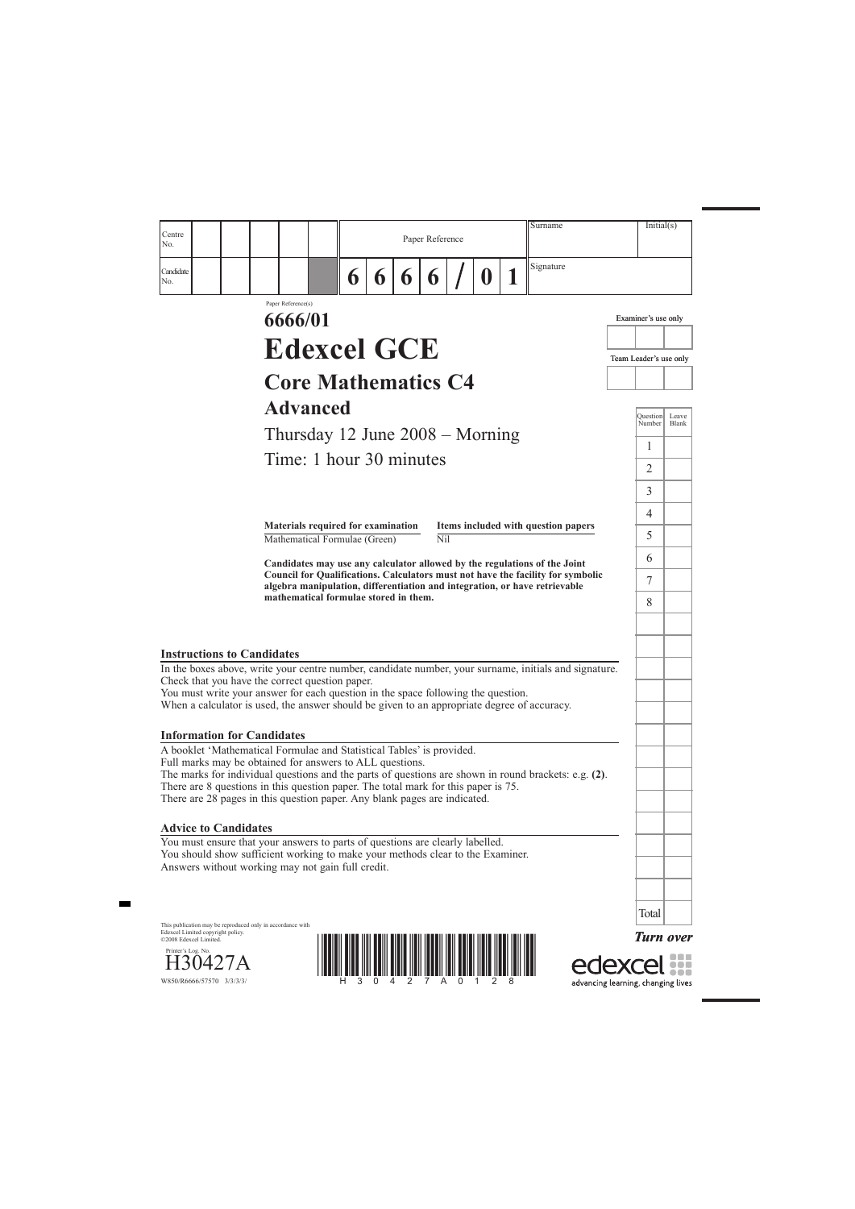| Centre No. | | | | | | Paper Reference | | | | | | | Surname | Initial(s) |
|---|---|---|---|---|---|---|---|---|---|---|---|---|---|---|
| Candidate No. | | | | | | 6 | 6 | 6 | 6 | / | 0 | 1 | Signature | |

Paper Reference(s)

# 6666/01

# Edexcel GCE

## Core Mathematics C4

## Advanced

Thursday 12 June 2008 – Morning

Time: 1 hour 30 minutes

Examiner's use only

Team Leader's use only

| Question Number | Leave Blank |
|---|---|
| 1 | |
| 2 | |
| 3 | |
| 4 | |
| 5 | |
| 6 | |
| 7 | |
| 8 | |
| Total | |

| Materials required for examination | Items included with question papers |
|---|---|
| Mathematical Formulae (Green) | Nil |

**Candidates may use any calculator allowed by the regulations of the Joint Council for Qualifications. Calculators must not have the facility for symbolic algebra manipulation, differentiation and integration, or have retrievable mathematical formulae stored in them.**

### Instructions to Candidates

In the boxes above, write your centre number, candidate number, your surname, initials and signature.
Check that you have the correct question paper.
You must write your answer for each question in the space following the question.
When a calculator is used, the answer should be given to an appropriate degree of accuracy.

### Information for Candidates

A booklet 'Mathematical Formulae and Statistical Tables' is provided.
Full marks may be obtained for answers to ALL questions.
The marks for individual questions and the parts of questions are shown in round brackets: e.g. **(2)**.
There are 8 questions in this question paper. The total mark for this paper is 75.
There are 28 pages in this question paper. Any blank pages are indicated.

### Advice to Candidates

You must ensure that your answers to parts of questions are clearly labelled.
You should show sufficient working to make your methods clear to the Examiner.
Answers without working may not gain full credit.

This publication may be reproduced only in accordance with Edexcel Limited copyright policy.
©2008 Edexcel Limited.

Printer's Log. No.
H30427A
W850/R6666/57570 3/3/3/3/

H 3 0 4 2 7 A 0 1 2 8

*Turn over*

edexcel
advancing learning, changing lives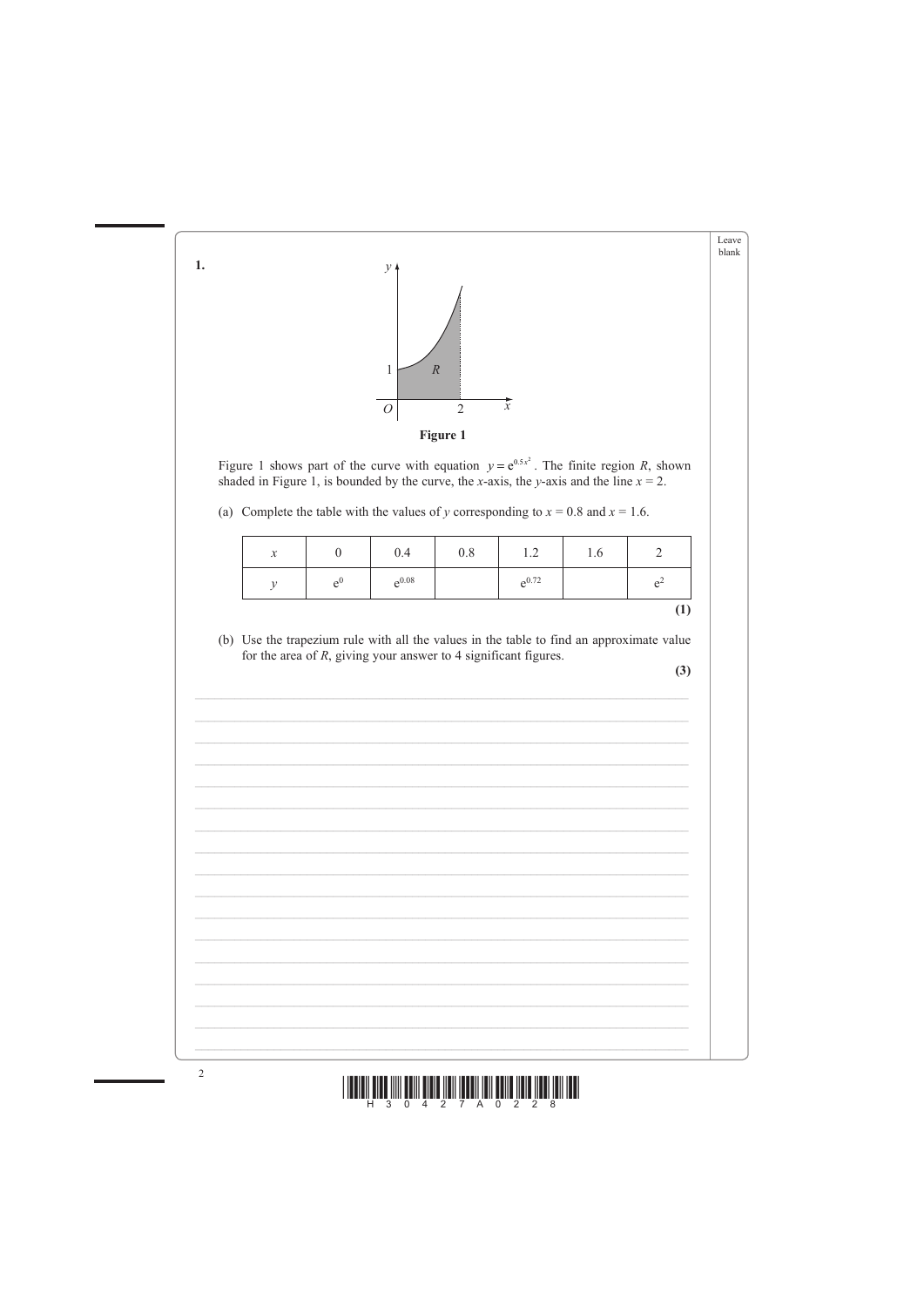**1.**

$y$

1

$R$

$O$ 2 $x$

**Figure 1**

Figure 1 shows part of the curve with equation $y = e^{0.5x^2}$. The finite region $R$, shown shaded in Figure 1, is bounded by the curve, the $x$-axis, the $y$-axis and the line $x = 2$.

(a) Complete the table with the values of $y$ corresponding to $x = 0.8$ and $x = 1.6$.

| | | | | | | |
|---|---|---|---|---|---|---|
| $x$ | 0 | 0.4 | 0.8 | 1.2 | 1.6 | 2 |
| $y$ | $e^0$ | $e^{0.08}$ | | $e^{0.72}$ | | $e^2$ |

**(1)**

(b) Use the trapezium rule with all the values in the table to find an approximate value for the area of $R$, giving your answer to 4 significant figures.

**(3)**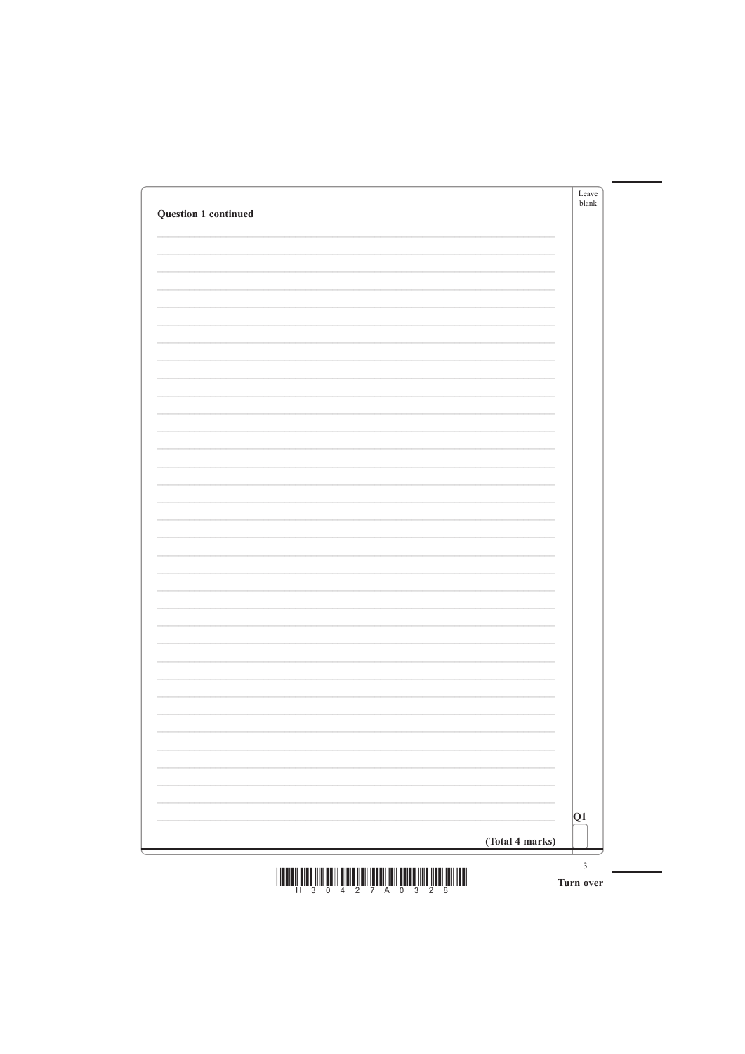**Question 1 continued**

(Total 4 marks)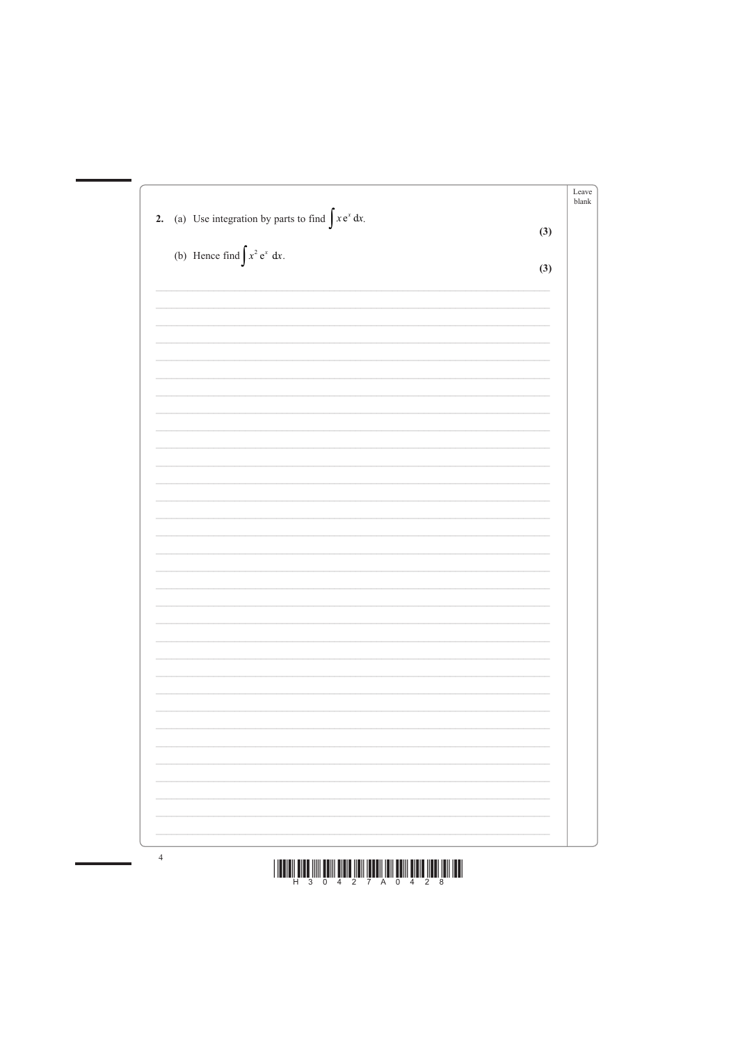2. (a) Use integration by parts to find $\int x\mathrm{e}^x \, \mathrm{d}x$.

**(3)**

(b) Hence find $\int x^2 \mathrm{e}^x \, \mathrm{d}x$.

**(3)**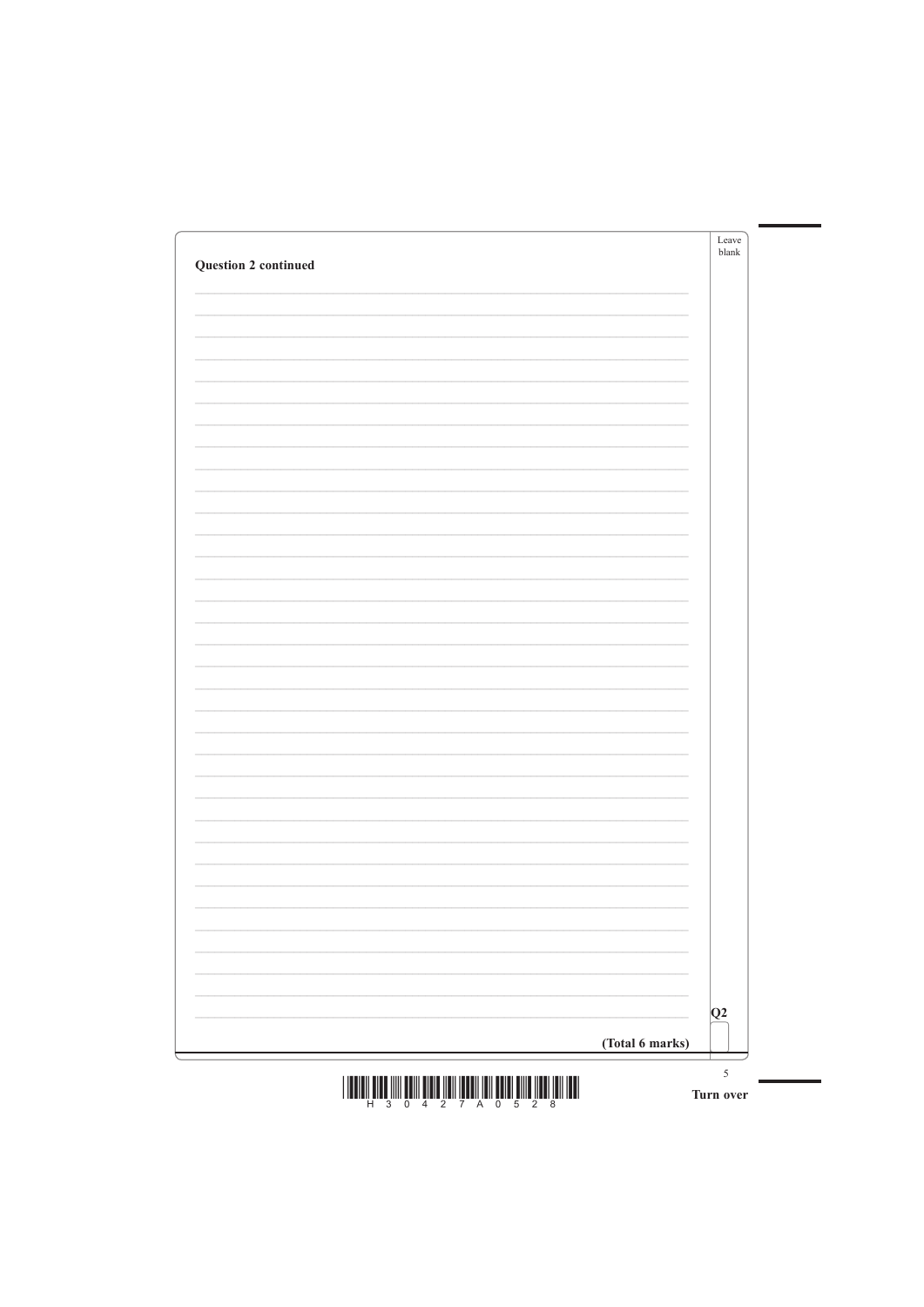**Question 2 continued**

**(Total 6 marks)**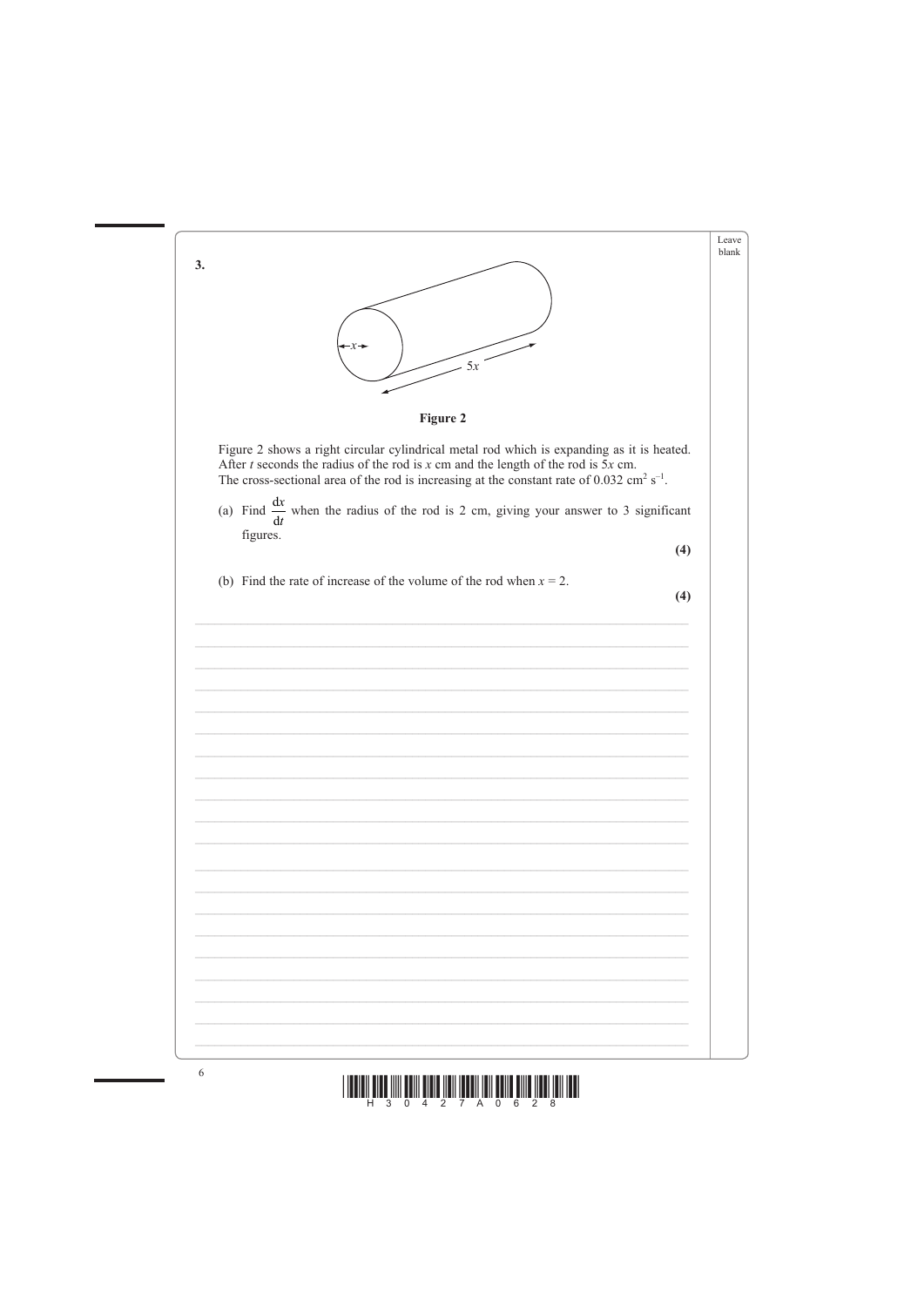**3.**

$x$

$5x$

**Figure 2**

Figure 2 shows a right circular cylindrical metal rod which is expanding as it is heated. After $t$ seconds the radius of the rod is $x$ cm and the length of the rod is $5x$ cm.
The cross-sectional area of the rod is increasing at the constant rate of $0.032 \text{ cm}^2 \text{ s}^{-1}$.

(a) Find $\dfrac{dx}{dt}$ when the radius of the rod is 2 cm, giving your answer to 3 significant figures.

**(4)**

(b) Find the rate of increase of the volume of the rod when $x = 2$.

**(4)**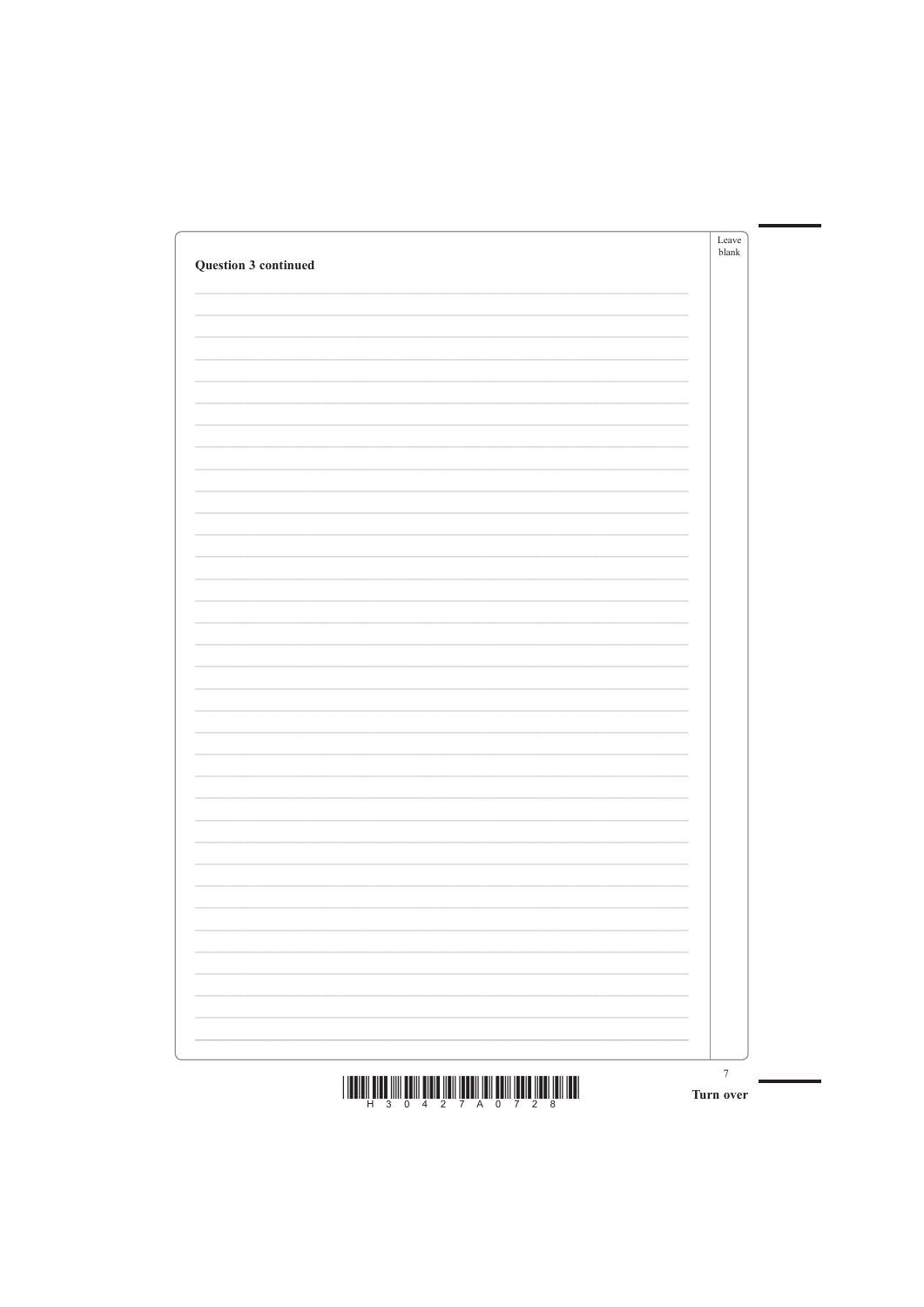**Question 3 continued**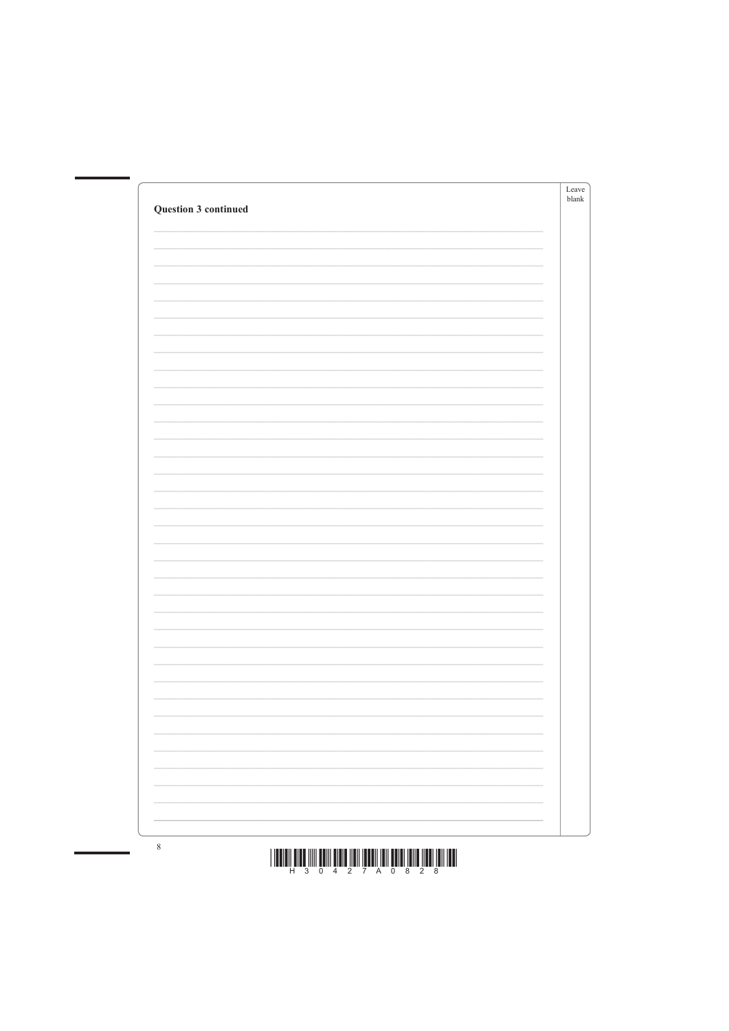**Question 3 continued**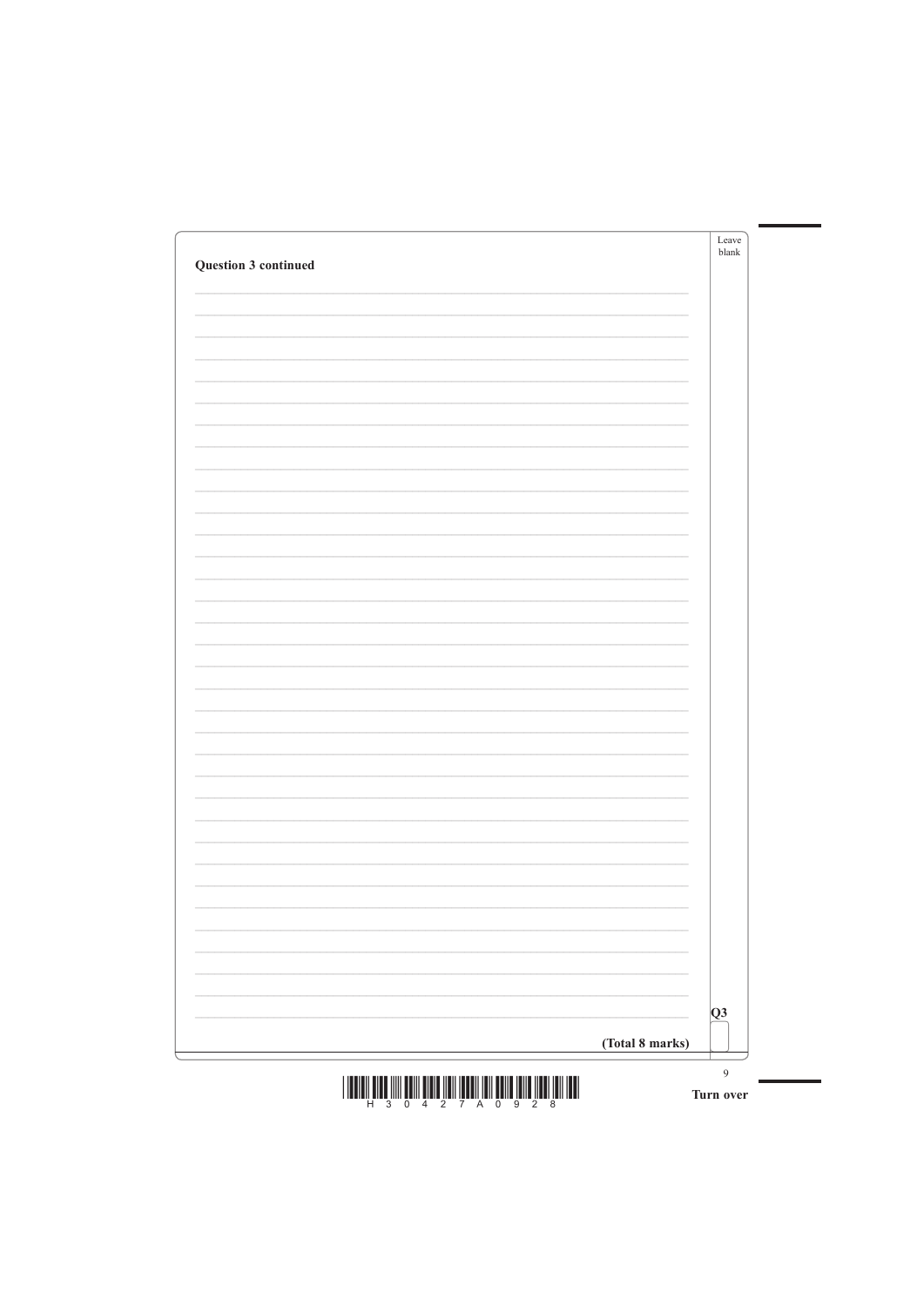**Question 3 continued**

Q3

**(Total 8 marks)**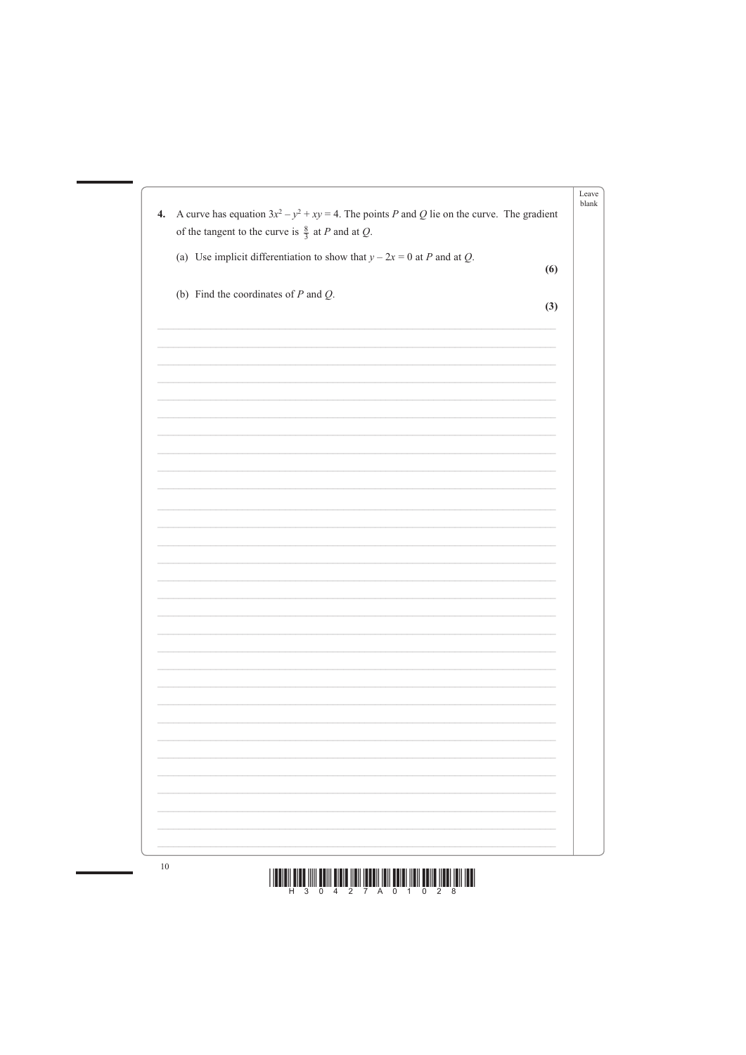**4.** A curve has equation $3x^2 - y^2 + xy = 4$. The points $P$ and $Q$ lie on the curve. The gradient of the tangent to the curve is $\frac{8}{3}$ at $P$ and at $Q$.

(a) Use implicit differentiation to show that $y - 2x = 0$ at $P$ and at $Q$.

**(6)**

(b) Find the coordinates of $P$ and $Q$.

**(3)**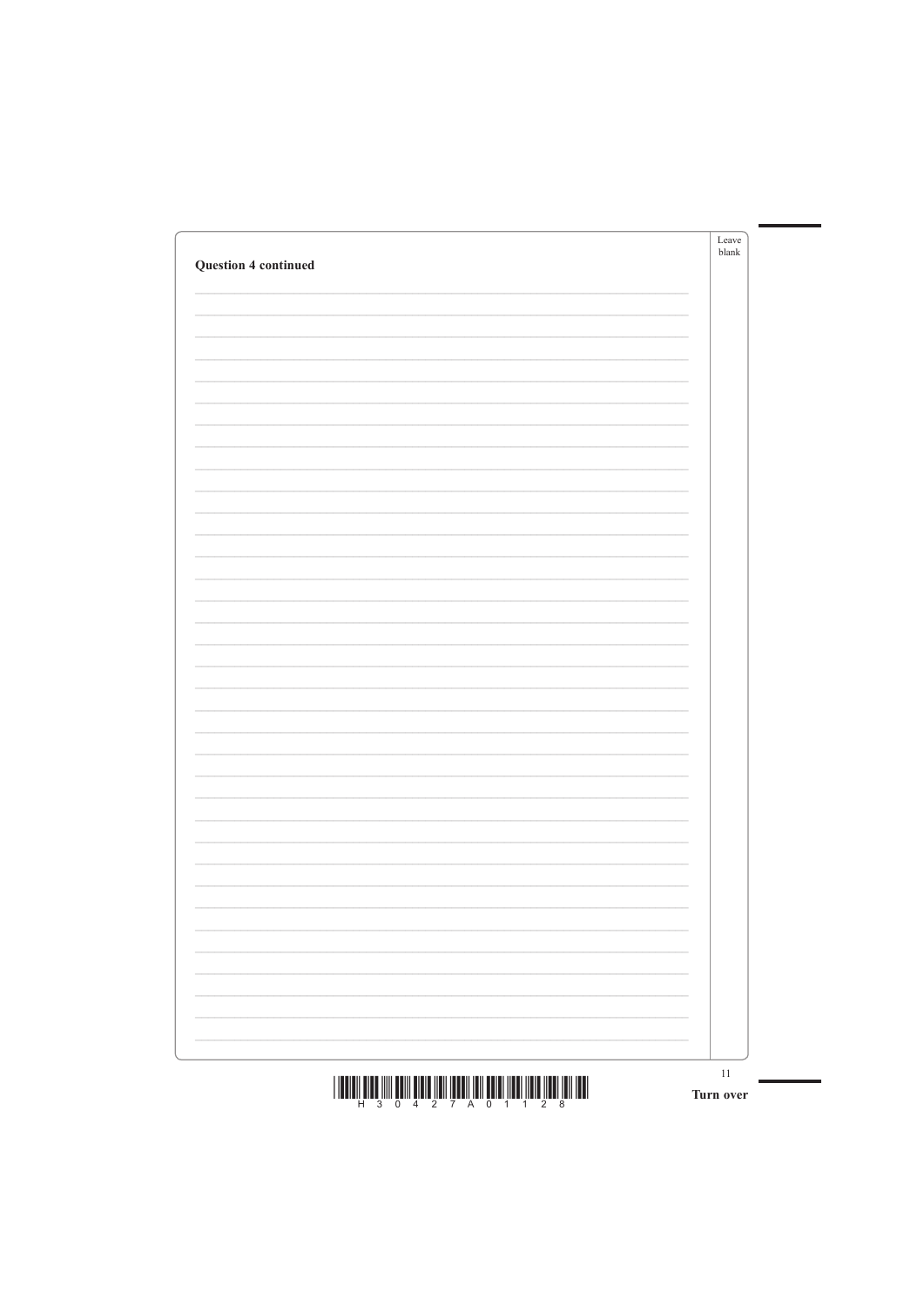**Question 4 continued**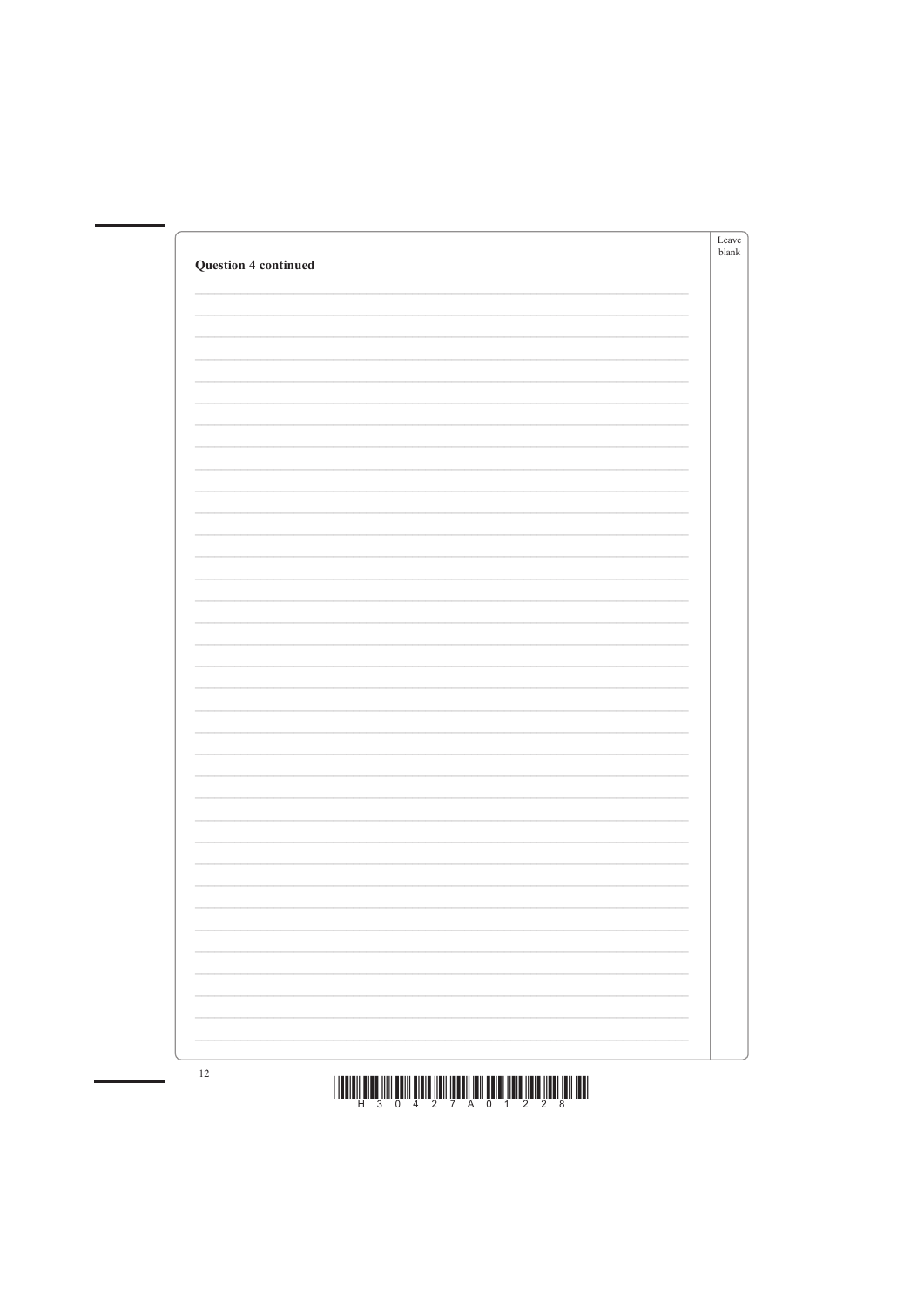**Question 4 continued**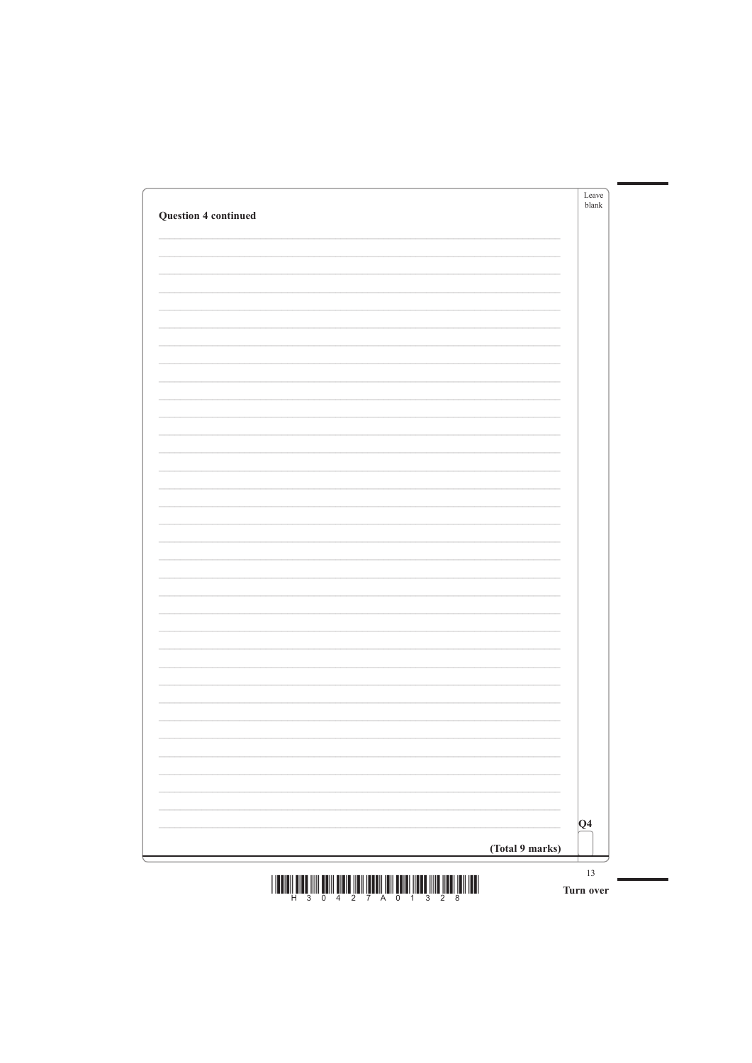**Question 4 continued**

Q4

**(Total 9 marks)**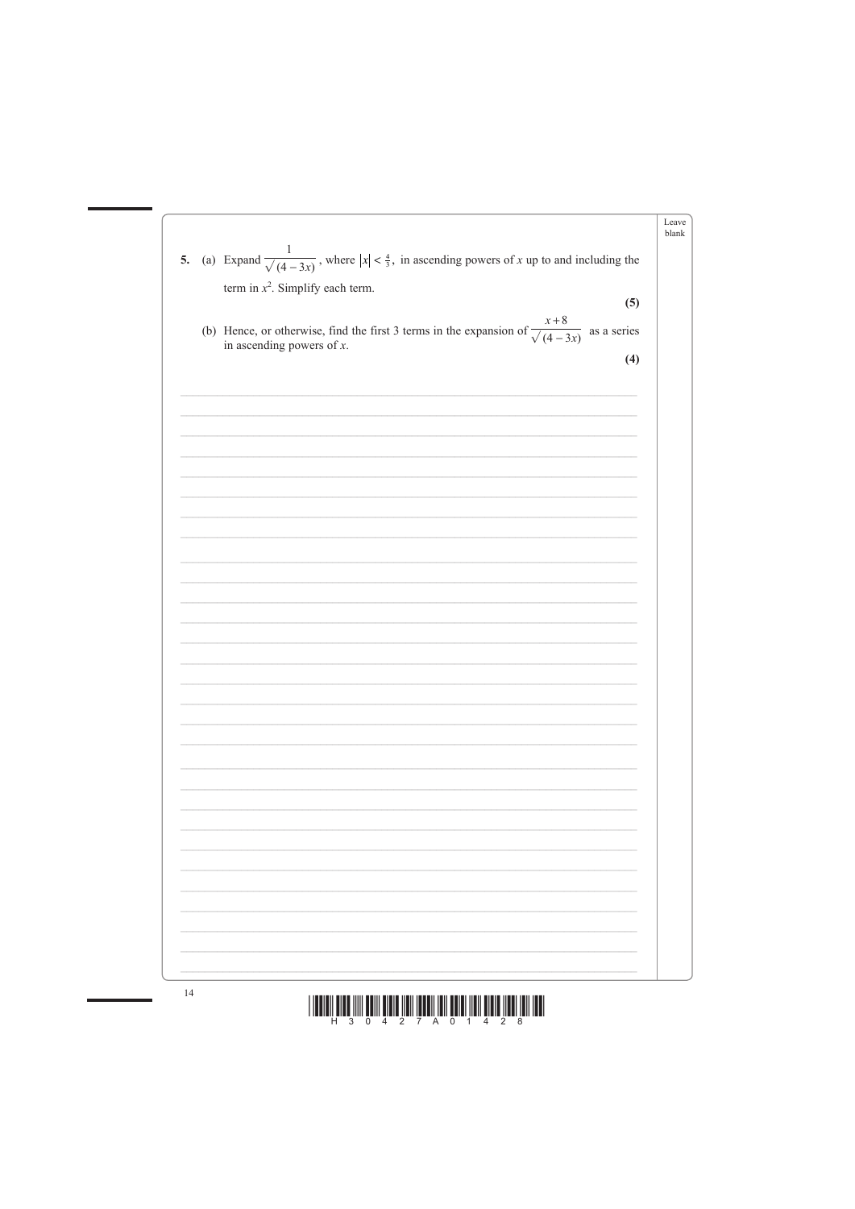**5.** (a) Expand $\dfrac{1}{\sqrt{(4-3x)}}$, where $|x| < \frac{4}{3}$, in ascending powers of $x$ up to and including the term in $x^2$. Simplify each term.

**(5)**

(b) Hence, or otherwise, find the first 3 terms in the expansion of $\dfrac{x+8}{\sqrt{(4-3x)}}$ as a series in ascending powers of $x$.

**(4)**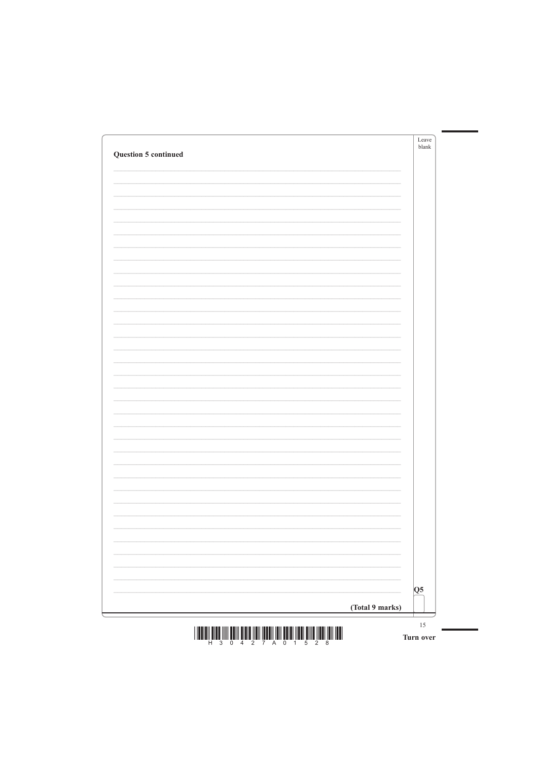**Question 5 continued**

Q5

**(Total 9 marks)**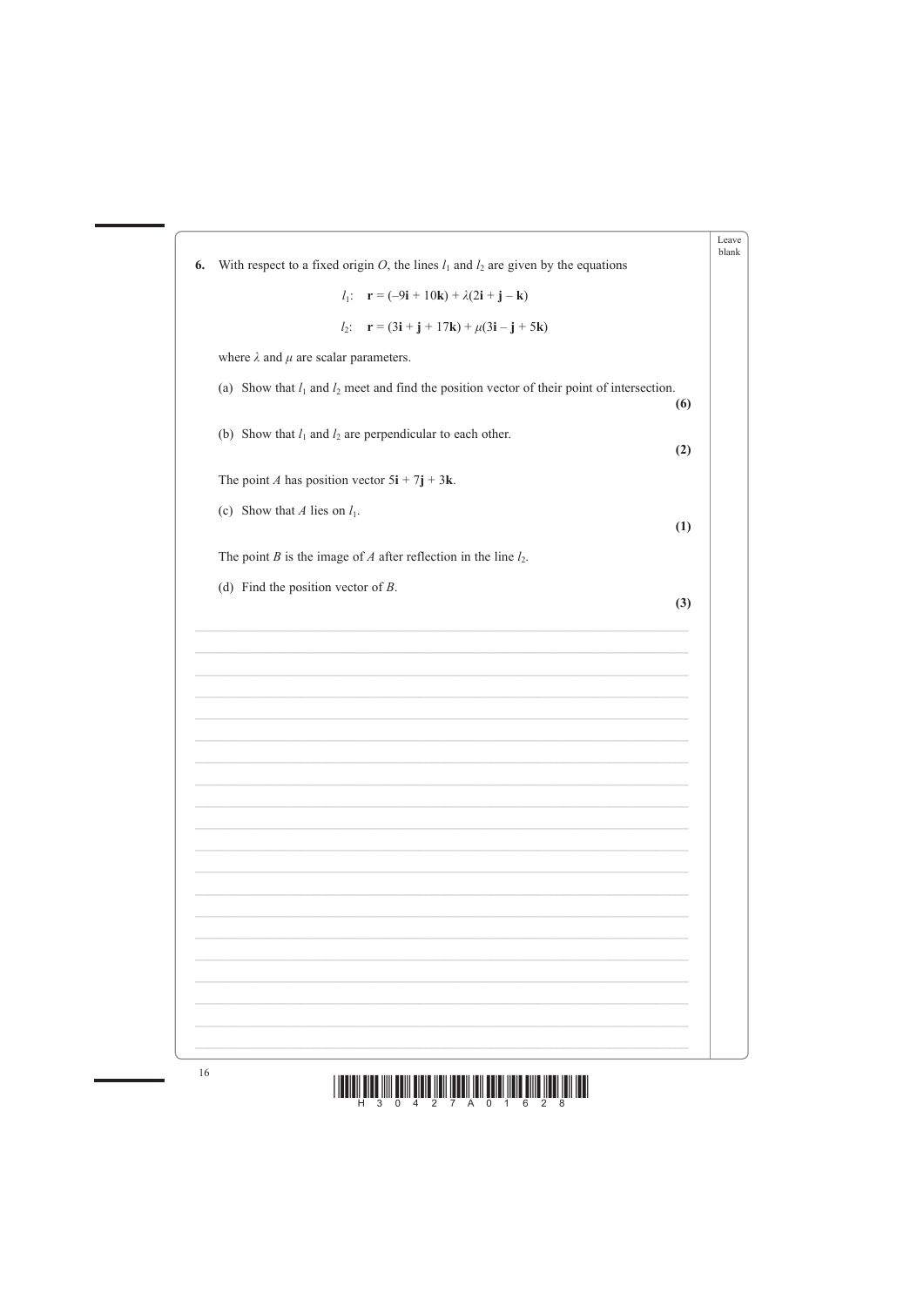**6.** With respect to a fixed origin $O$, the lines $l_1$ and $l_2$ are given by the equations

$$l_1: \quad \mathbf{r} = (-9\mathbf{i} + 10\mathbf{k}) + \lambda(2\mathbf{i} + \mathbf{j} - \mathbf{k})$$

$$l_2: \quad \mathbf{r} = (3\mathbf{i} + \mathbf{j} + 17\mathbf{k}) + \mu(3\mathbf{i} - \mathbf{j} + 5\mathbf{k})$$

where $\lambda$ and $\mu$ are scalar parameters.

(a) Show that $l_1$ and $l_2$ meet and find the position vector of their point of intersection. **(6)**

(b) Show that $l_1$ and $l_2$ are perpendicular to each other. **(2)**

The point $A$ has position vector $5\mathbf{i} + 7\mathbf{j} + 3\mathbf{k}$.

(c) Show that $A$ lies on $l_1$. **(1)**

The point $B$ is the image of $A$ after reflection in the line $l_2$.

(d) Find the position vector of $B$. **(3)**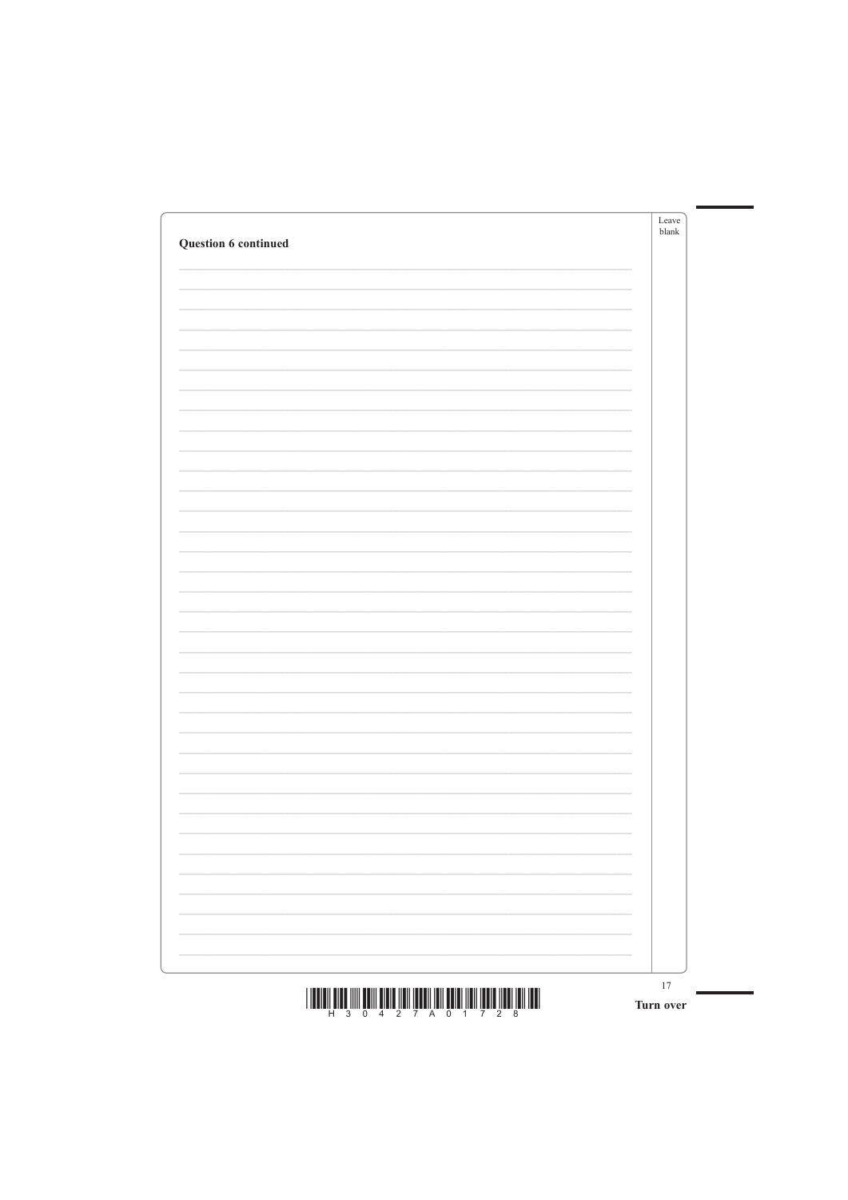**Question 6 continued**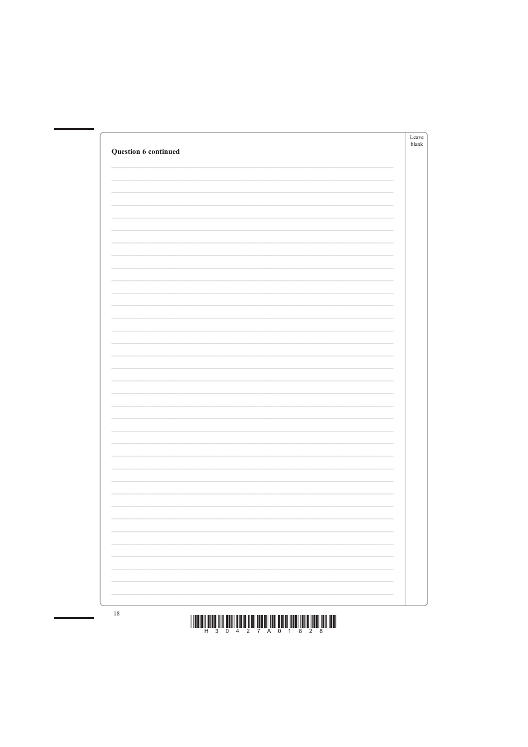**Question 6 continued**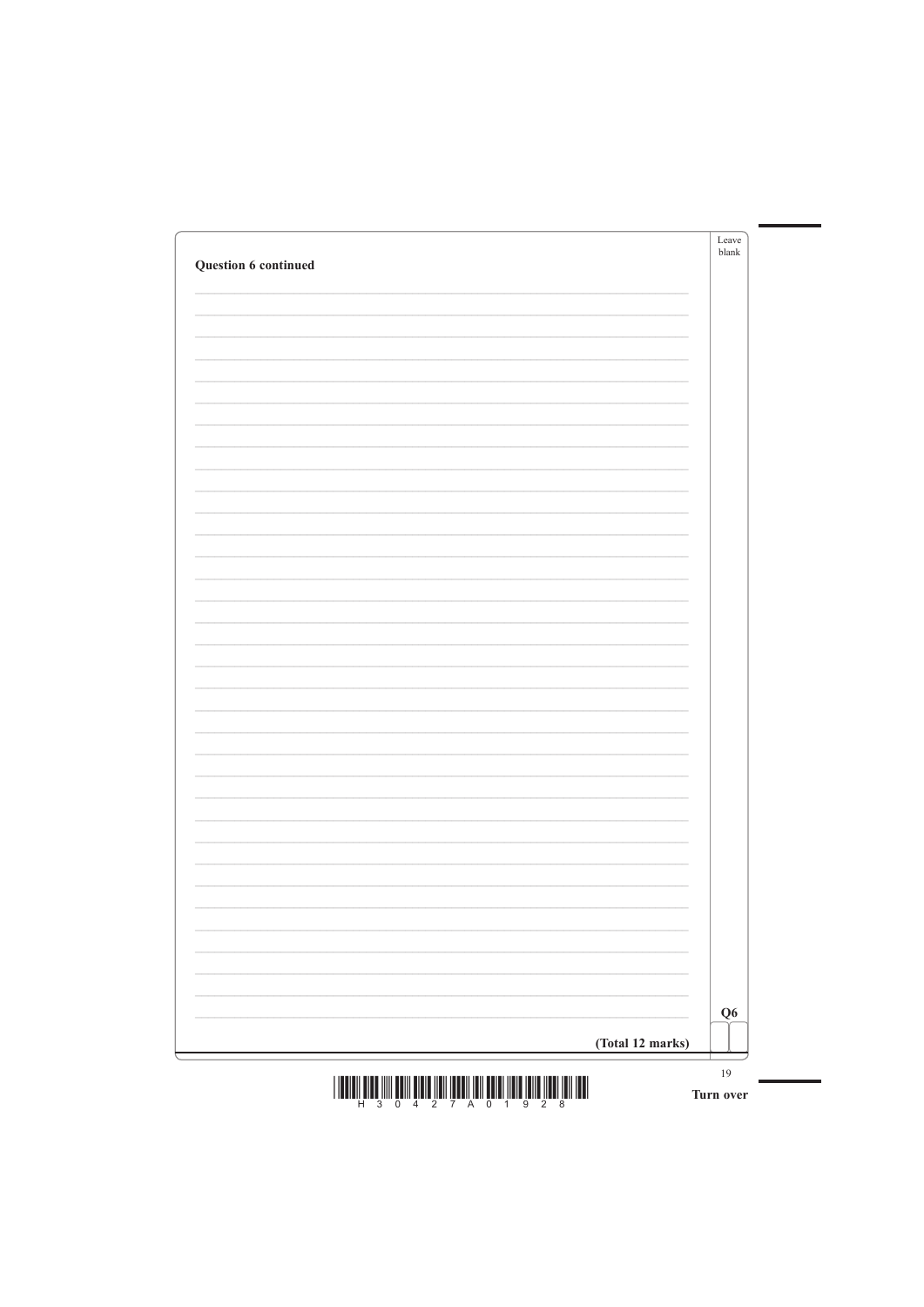**Question 6 continued**

**(Total 12 marks)**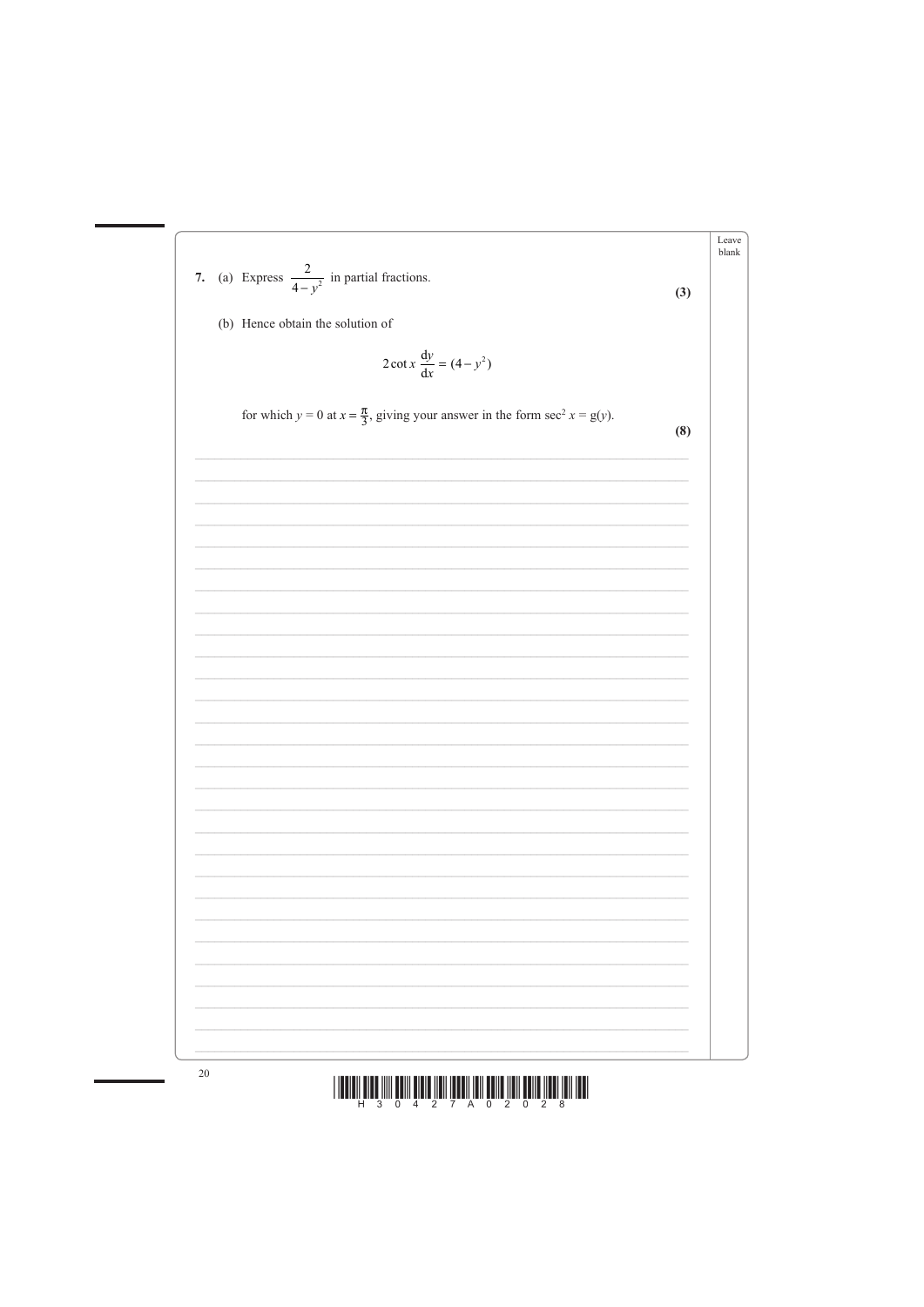7\. (a) Express $\frac{2}{4-y^2}$ in partial fractions.

**(3)**

(b) Hence obtain the solution of

$$2\cot x \frac{dy}{dx} = (4-y^2)$$

for which $y = 0$ at $x = \frac{\pi}{3}$, giving your answer in the form $\sec^2 x = g(y)$.

**(8)**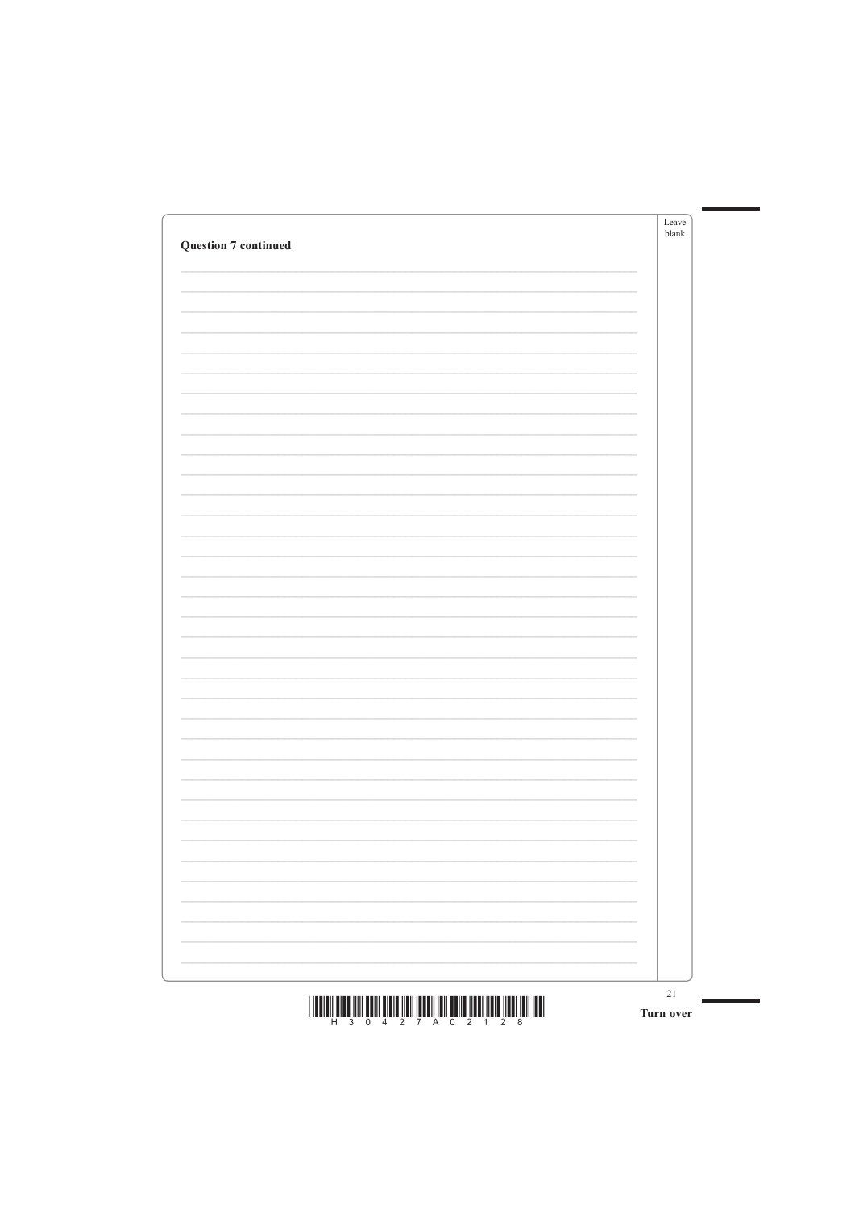**Question 7 continued**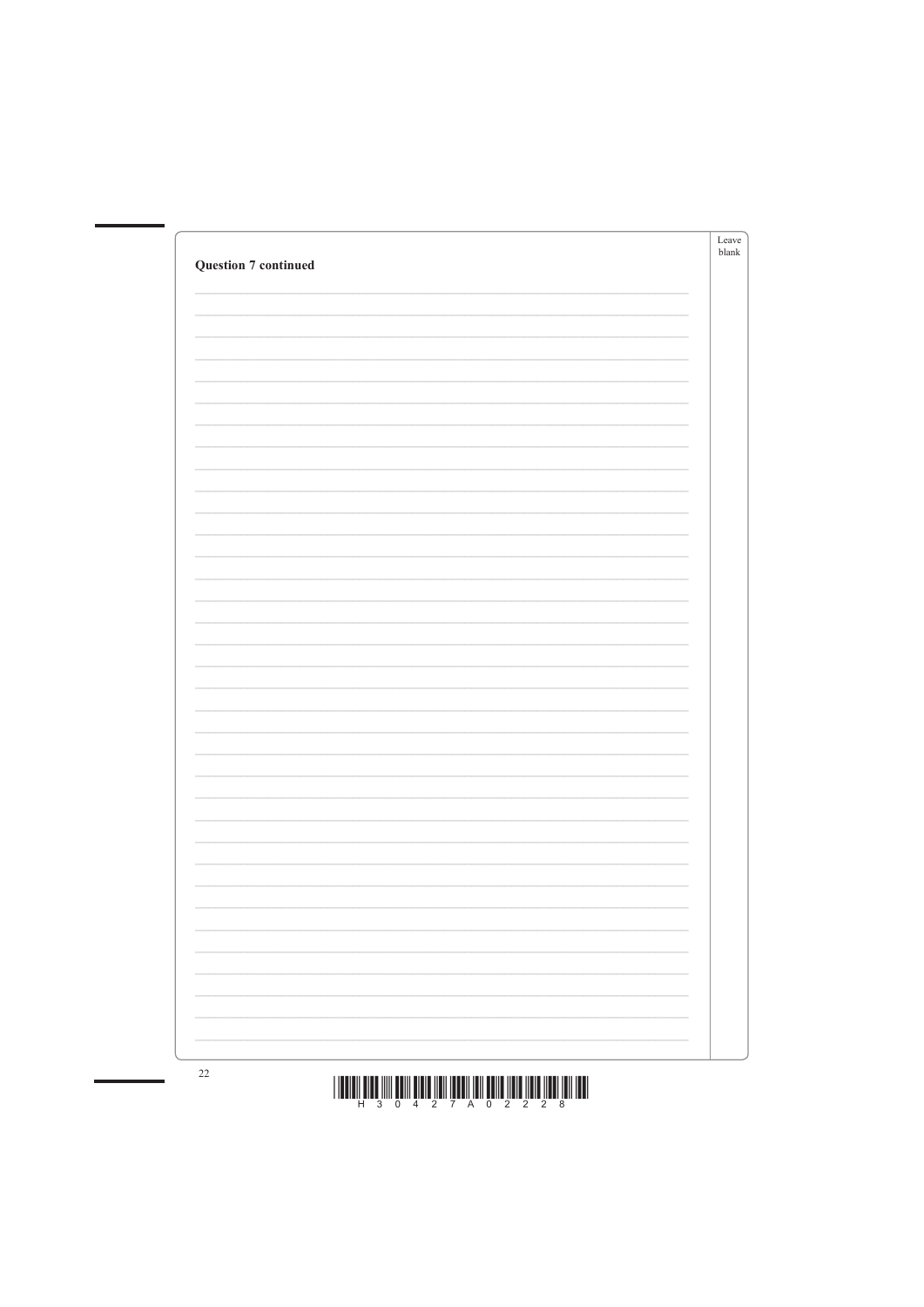**Question 7 continued**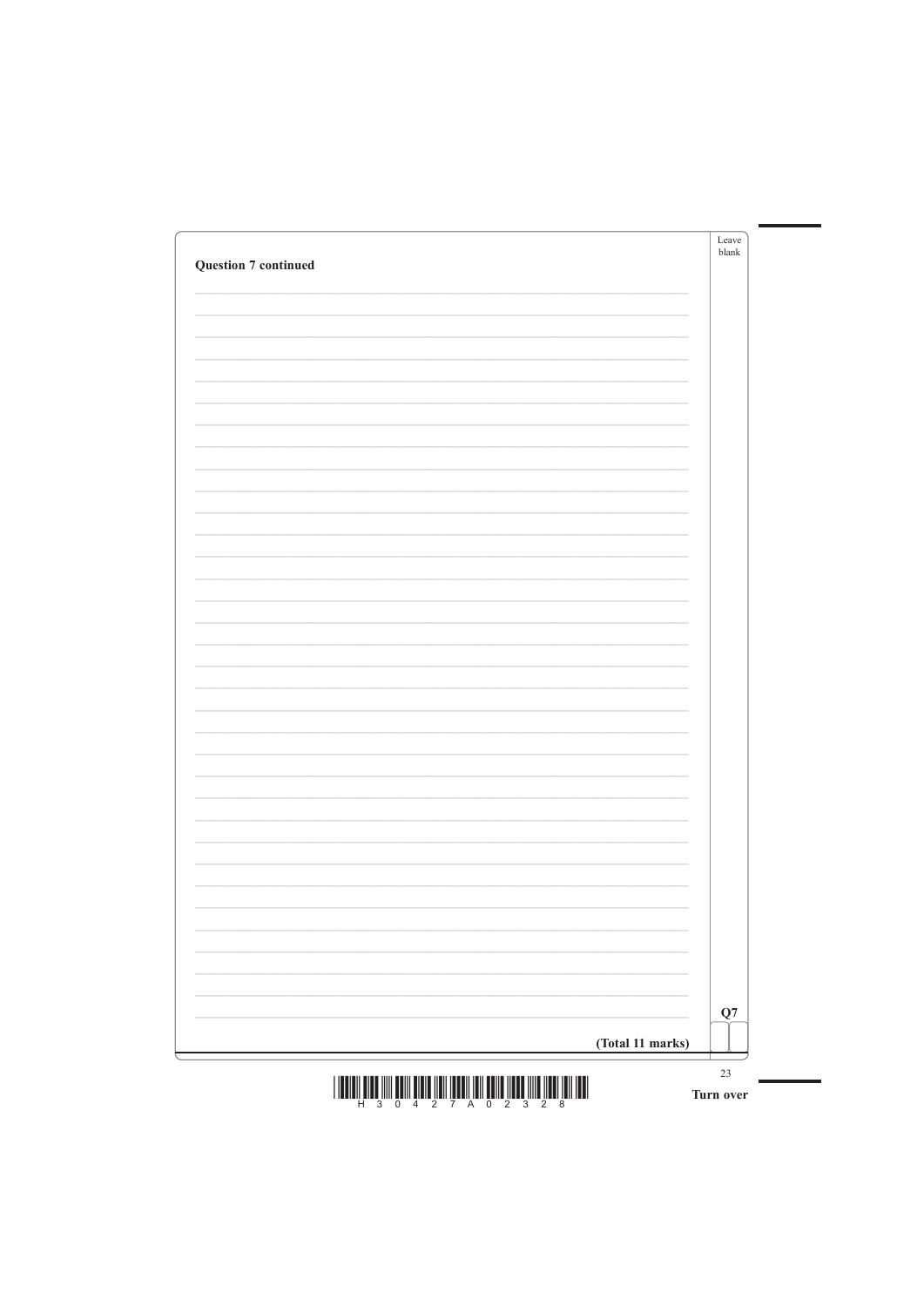**Question 7 continued**

Q7

**(Total 11 marks)**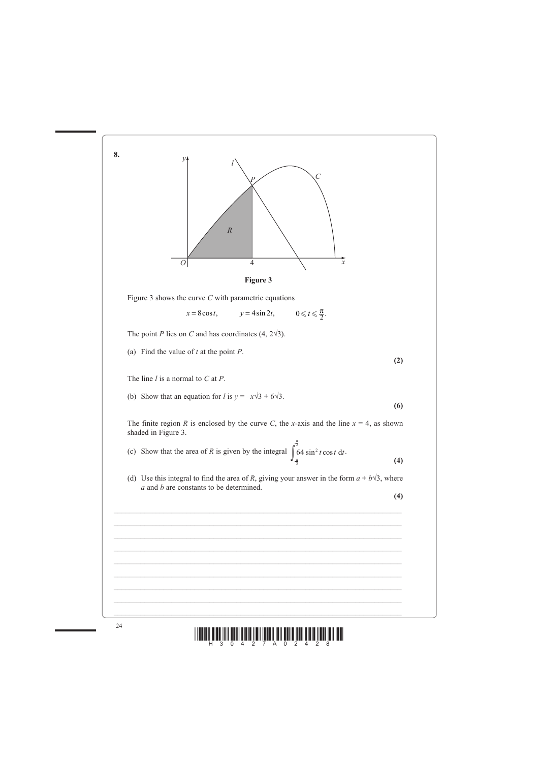**8.**

y
l
P
C
R
O
4
x

**Figure 3**

Figure 3 shows the curve $C$ with parametric equations

$$x = 8\cos t, \qquad y = 4\sin 2t, \qquad 0 \leqslant t \leqslant \frac{\pi}{2}.$$

The point $P$ lies on $C$ and has coordinates $(4, 2\sqrt{3})$.

(a) Find the value of $t$ at the point $P$.
**(2)**

The line $l$ is a normal to $C$ at $P$.

(b) Show that an equation for $l$ is $y = -x\sqrt{3} + 6\sqrt{3}$.
**(6)**

The finite region $R$ is enclosed by the curve $C$, the $x$-axis and the line $x = 4$, as shown shaded in Figure 3.

(c) Show that the area of $R$ is given by the integral $\int_{\frac{\pi}{3}}^{\frac{\pi}{2}} 64\sin^2 t \cos t \, dt$.
**(4)**

(d) Use this integral to find the area of $R$, giving your answer in the form $a + b\sqrt{3}$, where $a$ and $b$ are constants to be determined.
**(4)**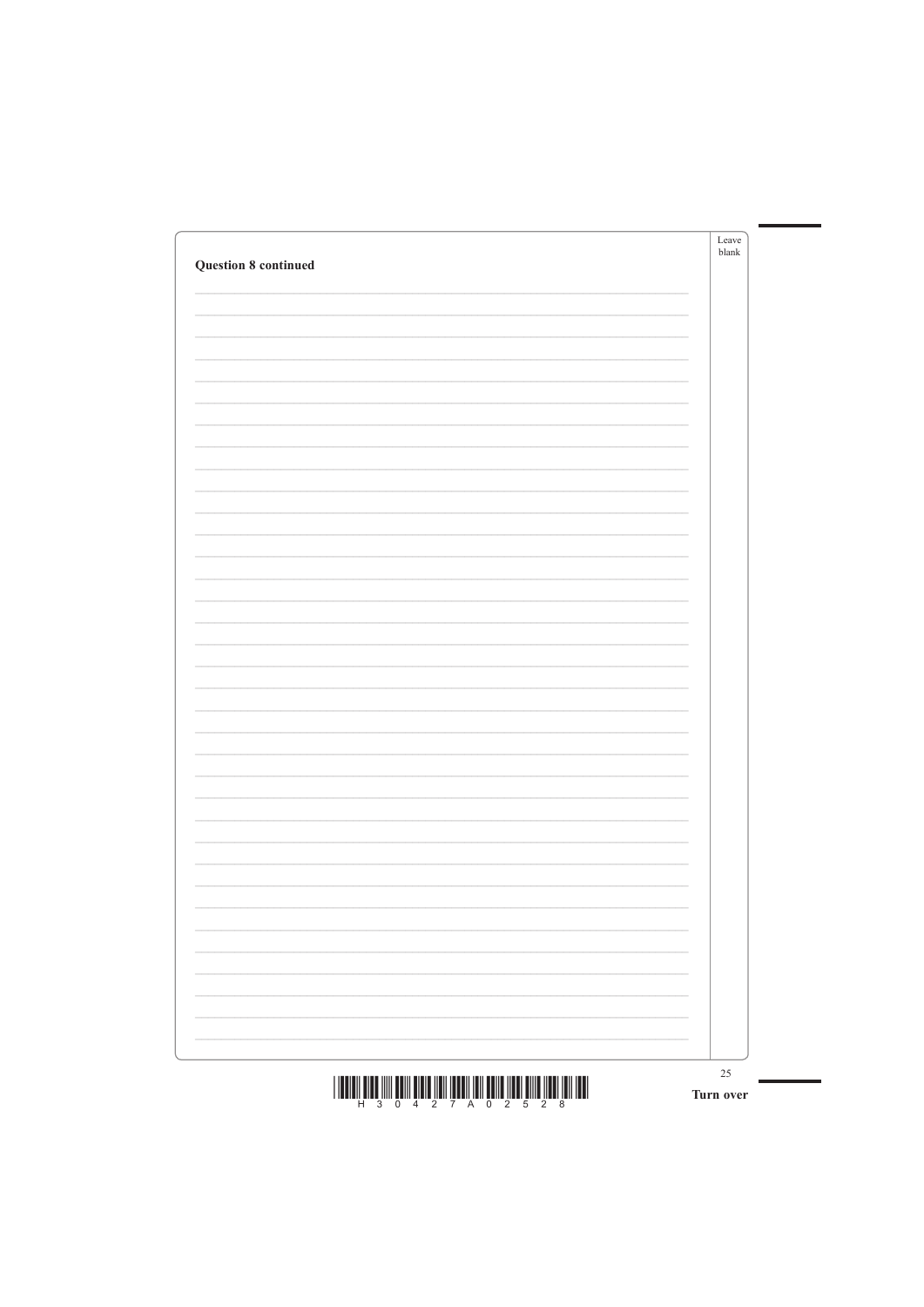**Question 8 continued**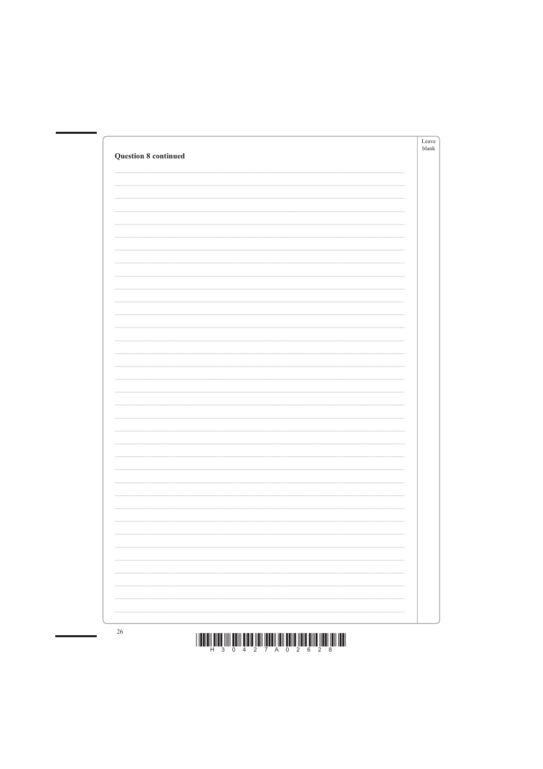**Question 8 continued**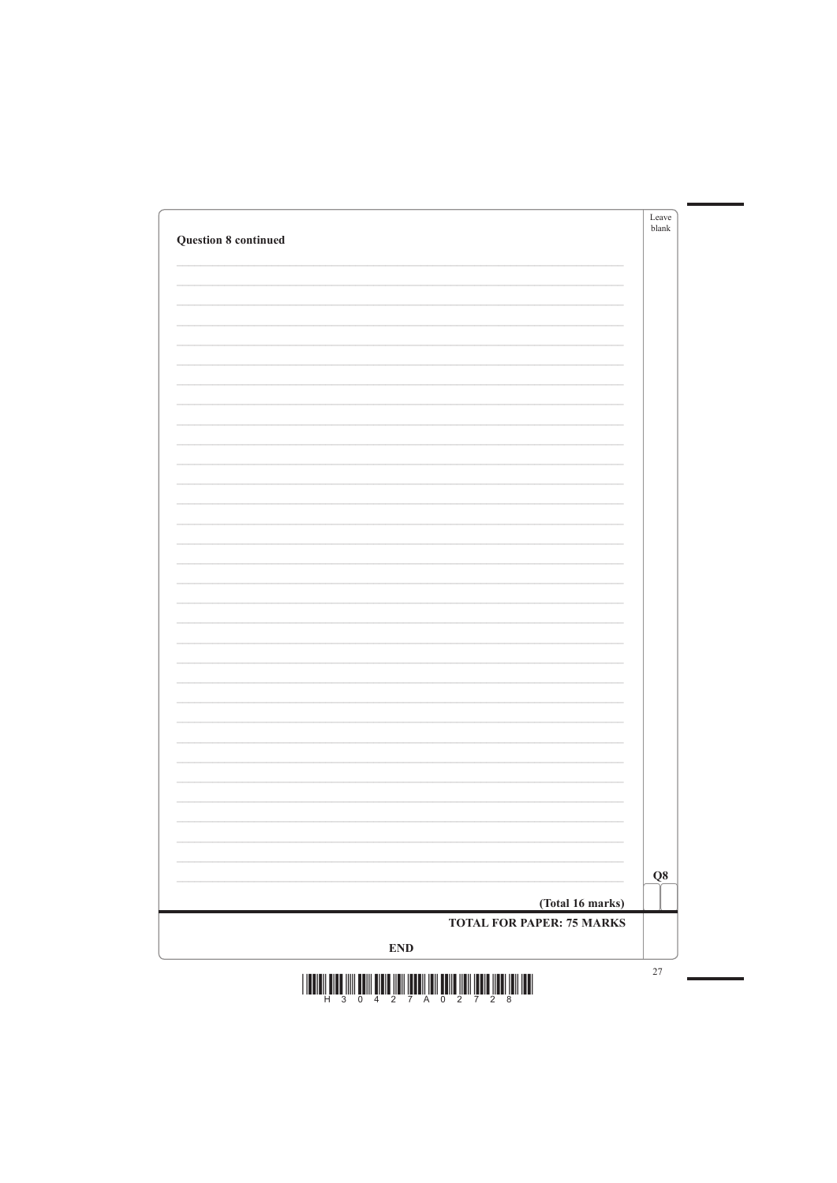**Question 8 continued**

Q8

**(Total 16 marks)**

**TOTAL FOR PAPER: 75 MARKS**

**END**